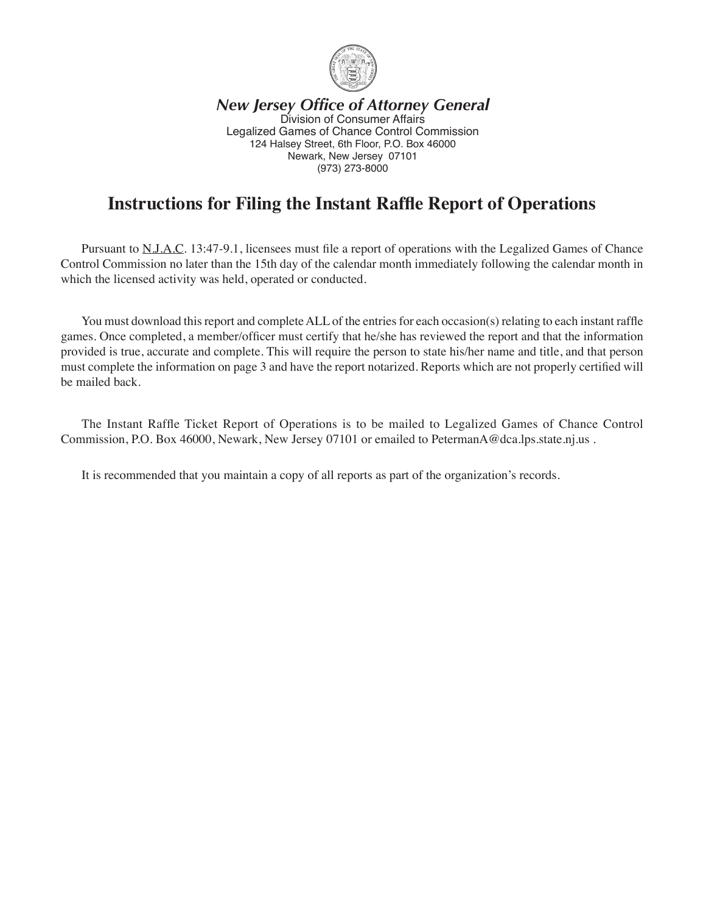***New Jersey Office of Attorney General***

Division of Consumer Affairs
Legalized Games of Chance Control Commission
124 Halsey Street, 6th Floor, P.O. Box 46000
Newark, New Jersey 07101
(973) 273-8000

# Instructions for Filing the Instant Raffle Report of Operations

Pursuant to N.J.A.C. 13:47-9.1, licensees must file a report of operations with the Legalized Games of Chance Control Commission no later than the 15th day of the calendar month immediately following the calendar month in which the licensed activity was held, operated or conducted.

You must download this report and complete ALL of the entries for each occasion(s) relating to each instant raffle games. Once completed, a member/officer must certify that he/she has reviewed the report and that the information provided is true, accurate and complete. This will require the person to state his/her name and title, and that person must complete the information on page 3 and have the report notarized. Reports which are not properly certified will be mailed back.

The Instant Raffle Ticket Report of Operations is to be mailed to Legalized Games of Chance Control Commission, P.O. Box 46000, Newark, New Jersey 07101 or emailed to PetermanA@dca.lps.state.nj.us .

It is recommended that you maintain a copy of all reports as part of the organization's records.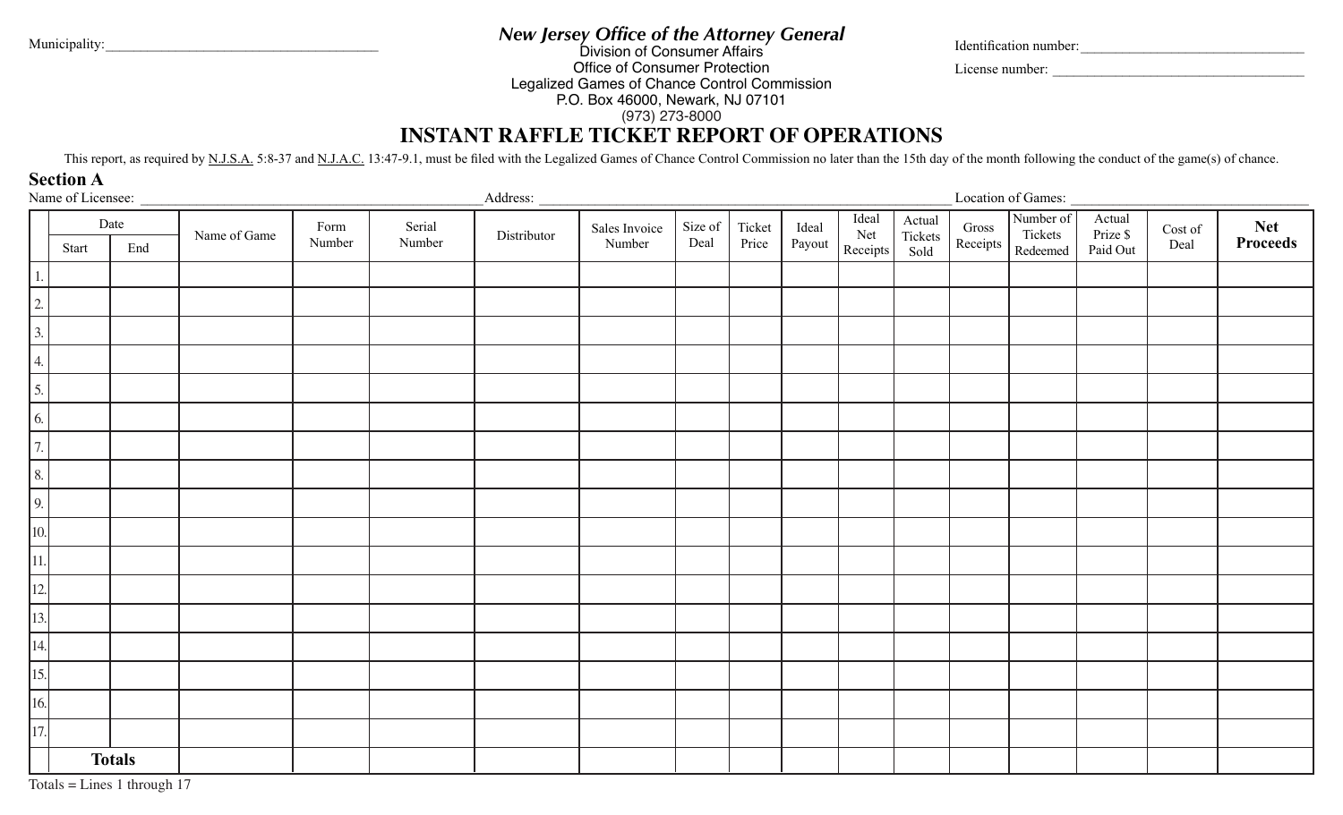Municipality:\_\_\_\_\_\_\_\_\_\_\_\_\_\_\_\_\_\_\_\_\_\_\_\_\_\_\_\_\_\_\_\_\_\_\_\_\_\_\_\_

***New Jersey Office of the Attorney General***
Division of Consumer Affairs
Office of Consumer Protection
Legalized Games of Chance Control Commission
P.O. Box 46000, Newark, NJ 07101
(973) 273-8000

Identification number:\_\_\_\_\_\_\_\_\_\_\_\_\_\_\_\_\_\_\_\_\_\_\_\_\_\_\_\_\_\_\_\_\_\_

License number: \_\_\_\_\_\_\_\_\_\_\_\_\_\_\_\_\_\_\_\_\_\_\_\_\_\_\_\_\_\_\_\_\_\_\_\_\_\_

# INSTANT RAFFLE TICKET REPORT OF OPERATIONS

This report, as required by N.J.S.A. 5:8-37 and N.J.A.C. 13:47-9.1, must be filed with the Legalized Games of Chance Control Commission no later than the 15th day of the month following the conduct of the game(s) of chance.

## Section A

Name of Licensee: \_\_\_\_\_\_\_\_\_\_\_\_\_\_\_\_\_\_\_\_\_\_\_\_\_\_\_\_\_\_\_\_\_\_\_\_\_\_\_\_\_\_\_\_\_\_\_\_ Address: \_\_\_\_\_\_\_\_\_\_\_\_\_\_\_\_\_\_\_\_\_\_\_\_\_\_\_\_\_\_\_\_\_\_\_\_\_\_\_\_\_\_\_\_\_\_\_\_\_\_\_\_\_\_\_\_\_\_\_\_ Location of Games: \_\_\_\_\_\_\_\_\_\_\_\_\_\_\_\_\_\_\_\_\_\_\_\_\_\_\_\_\_\_\_\_\_\_

| | Date | | Name of Game | Form Number | Serial Number | Distributor | Sales Invoice Number | Size of Deal | Ticket Price | Ideal Payout | Ideal Net Receipts | Actual Tickets Sold | Gross Receipts | Number of Tickets Redeemed | Actual Prize $ Paid Out | Cost of Deal | **Net Proceeds** |
|---|---|---|---|---|---|---|---|---|---|---|---|---|---|---|---|---|---|
| | Start | End | | | | | | | | | | | | | | | |
| 1. | | | | | | | | | | | | | | | | | |
| 2. | | | | | | | | | | | | | | | | | |
| 3. | | | | | | | | | | | | | | | | | |
| 4. | | | | | | | | | | | | | | | | | |
| 5. | | | | | | | | | | | | | | | | | |
| 6. | | | | | | | | | | | | | | | | | |
| 7. | | | | | | | | | | | | | | | | | |
| 8. | | | | | | | | | | | | | | | | | |
| 9. | | | | | | | | | | | | | | | | | |
| 10. | | | | | | | | | | | | | | | | | |
| 11. | | | | | | | | | | | | | | | | | |
| 12. | | | | | | | | | | | | | | | | | |
| 13. | | | | | | | | | | | | | | | | | |
| 14. | | | | | | | | | | | | | | | | | |
| 15. | | | | | | | | | | | | | | | | | |
| 16. | | | | | | | | | | | | | | | | | |
| 17. | | | | | | | | | | | | | | | | | |
| | **Totals** | | | | | | | | | | | | | | | | |

Totals = Lines 1 through 17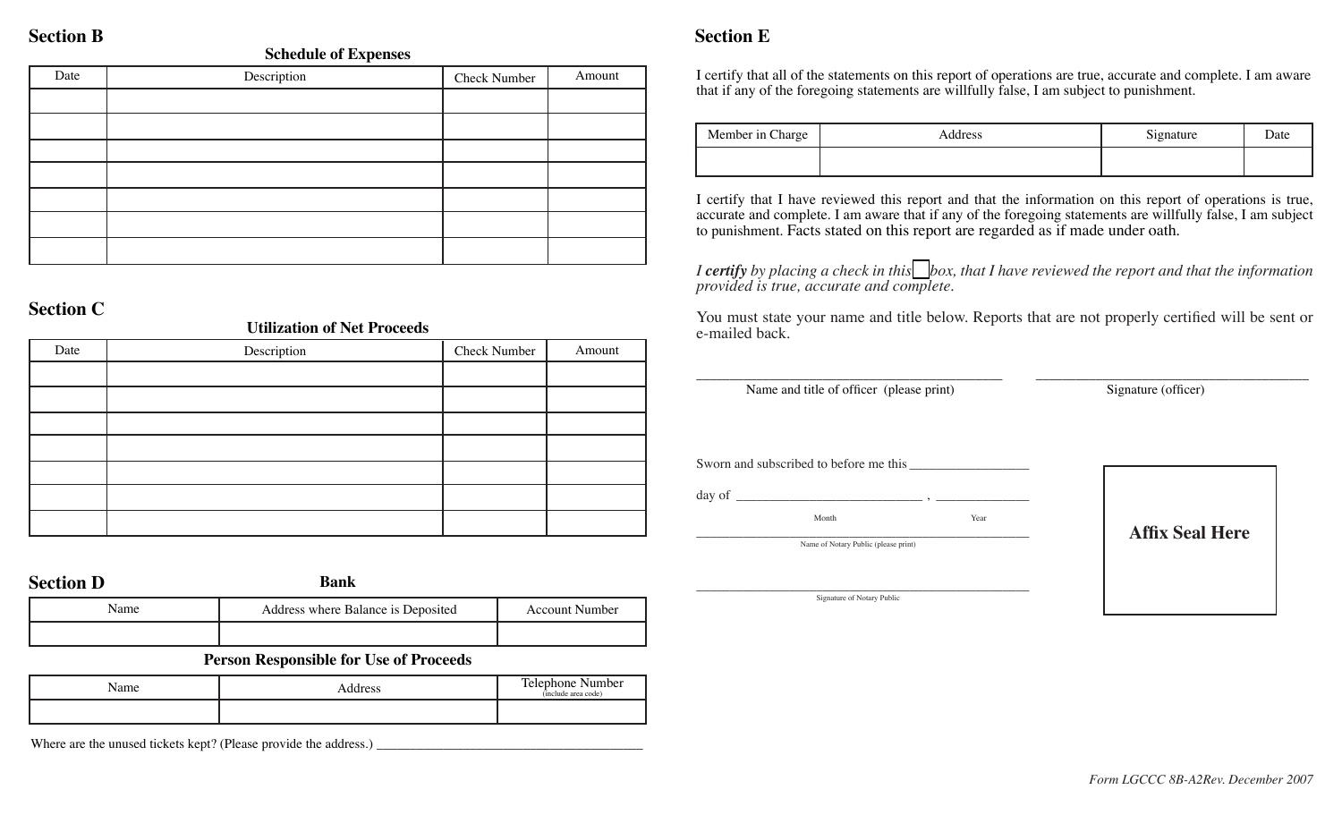## Section B

### Schedule of Expenses

| Date | Description | Check Number | Amount |
|---|---|---|---|
| | | | |
| | | | |
| | | | |
| | | | |
| | | | |
| | | | |
| | | | |

## Section C

### Utilization of Net Proceeds

| Date | Description | Check Number | Amount |
|---|---|---|---|
| | | | |
| | | | |
| | | | |
| | | | |
| | | | |
| | | | |
| | | | |

## Section D

### Bank

| Name | Address where Balance is Deposited | Account Number |
|---|---|---|
| | | |

### Person Responsible for Use of Proceeds

| Name | Address | Telephone Number (include area code) |
|---|---|---|
| | | |

Where are the unused tickets kept? (Please provide the address.) ________________________________________

## Section E

I certify that all of the statements on this report of operations are true, accurate and complete. I am aware that if any of the foregoing statements are willfully false, I am subject to punishment.

| Member in Charge | Address | Signature | Date |
|---|---|---|---|
| | | | |

I certify that I have reviewed this report and that the information on this report of operations is true, accurate and complete. I am aware that if any of the foregoing statements are willfully false, I am subject to punishment. Facts stated on this report are regarded as if made under oath.

*I **certify** by placing a check in this ☐ box, that I have reviewed the report and that the information provided is true, accurate and complete.*

You must state your name and title below. Reports that are not properly certified will be sent or e-mailed back.

_____________________________________________ Name and title of officer (please print)

_____________________________________________ Signature (officer)

Sworn and subscribed to before me this _________________

day of ____________________________ , ______________
Month Year

_____________________________________________ Name of Notary Public (please print)

_____________________________________________ Signature of Notary Public

**Affix Seal Here**

*Form LGCCC 8B-A2Rev. December 2007*